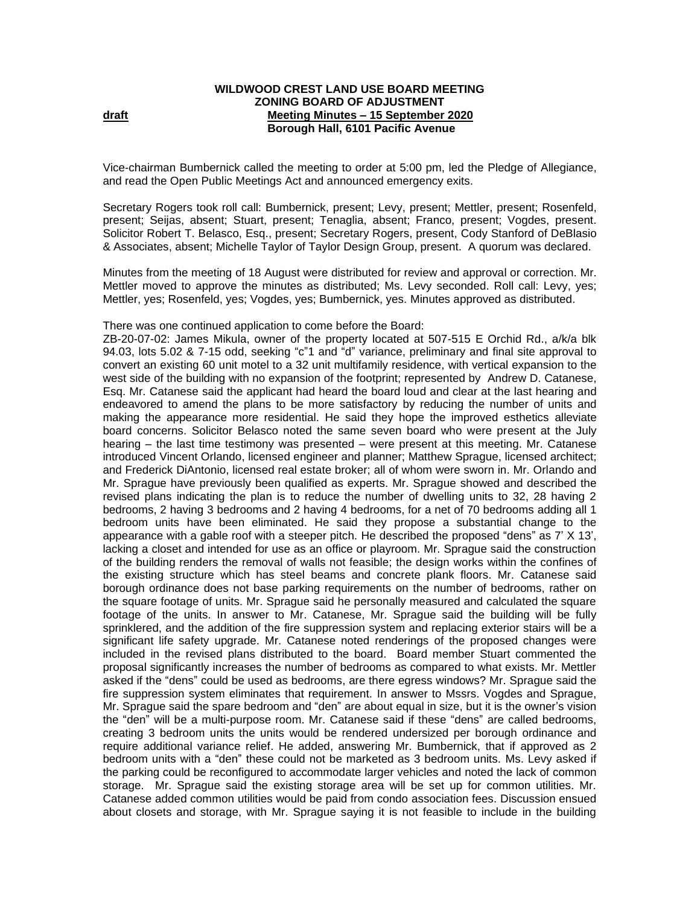**WILDWOOD CREST LAND USE BOARD MEETING**
**ZONING BOARD OF ADJUSTMENT**
**draft** **Meeting Minutes – 15 September 2020**
**Borough Hall, 6101 Pacific Avenue**

Vice-chairman Bumbernick called the meeting to order at 5:00 pm, led the Pledge of Allegiance, and read the Open Public Meetings Act and announced emergency exits.

Secretary Rogers took roll call: Bumbernick, present; Levy, present; Mettler, present; Rosenfeld, present; Seijas, absent; Stuart, present; Tenaglia, absent; Franco, present; Vogdes, present. Solicitor Robert T. Belasco, Esq., present; Secretary Rogers, present, Cody Stanford of DeBlasio & Associates, absent; Michelle Taylor of Taylor Design Group, present. A quorum was declared.

Minutes from the meeting of 18 August were distributed for review and approval or correction. Mr. Mettler moved to approve the minutes as distributed; Ms. Levy seconded. Roll call: Levy, yes; Mettler, yes; Rosenfeld, yes; Vogdes, yes; Bumbernick, yes. Minutes approved as distributed.

There was one continued application to come before the Board:
ZB-20-07-02: James Mikula, owner of the property located at 507-515 E Orchid Rd., a/k/a blk 94.03, lots 5.02 & 7-15 odd, seeking "c"1 and "d" variance, preliminary and final site approval to convert an existing 60 unit motel to a 32 unit multifamily residence, with vertical expansion to the west side of the building with no expansion of the footprint; represented by Andrew D. Catanese, Esq. Mr. Catanese said the applicant had heard the board loud and clear at the last hearing and endeavored to amend the plans to be more satisfactory by reducing the number of units and making the appearance more residential. He said they hope the improved esthetics alleviate board concerns. Solicitor Belasco noted the same seven board who were present at the July hearing – the last time testimony was presented – were present at this meeting. Mr. Catanese introduced Vincent Orlando, licensed engineer and planner; Matthew Sprague, licensed architect; and Frederick DiAntonio, licensed real estate broker; all of whom were sworn in. Mr. Orlando and Mr. Sprague have previously been qualified as experts. Mr. Sprague showed and described the revised plans indicating the plan is to reduce the number of dwelling units to 32, 28 having 2 bedrooms, 2 having 3 bedrooms and 2 having 4 bedrooms, for a net of 70 bedrooms adding all 1 bedroom units have been eliminated. He said they propose a substantial change to the appearance with a gable roof with a steeper pitch. He described the proposed "dens" as 7' X 13', lacking a closet and intended for use as an office or playroom. Mr. Sprague said the construction of the building renders the removal of walls not feasible; the design works within the confines of the existing structure which has steel beams and concrete plank floors. Mr. Catanese said borough ordinance does not base parking requirements on the number of bedrooms, rather on the square footage of units. Mr. Sprague said he personally measured and calculated the square footage of the units. In answer to Mr. Catanese, Mr. Sprague said the building will be fully sprinklered, and the addition of the fire suppression system and replacing exterior stairs will be a significant life safety upgrade. Mr. Catanese noted renderings of the proposed changes were included in the revised plans distributed to the board. Board member Stuart commented the proposal significantly increases the number of bedrooms as compared to what exists. Mr. Mettler asked if the "dens" could be used as bedrooms, are there egress windows? Mr. Sprague said the fire suppression system eliminates that requirement. In answer to Mssrs. Vogdes and Sprague, Mr. Sprague said the spare bedroom and "den" are about equal in size, but it is the owner's vision the "den" will be a multi-purpose room. Mr. Catanese said if these "dens" are called bedrooms, creating 3 bedroom units the units would be rendered undersized per borough ordinance and require additional variance relief. He added, answering Mr. Bumbernick, that if approved as 2 bedroom units with a "den" these could not be marketed as 3 bedroom units. Ms. Levy asked if the parking could be reconfigured to accommodate larger vehicles and noted the lack of common storage. Mr. Sprague said the existing storage area will be set up for common utilities. Mr. Catanese added common utilities would be paid from condo association fees. Discussion ensued about closets and storage, with Mr. Sprague saying it is not feasible to include in the building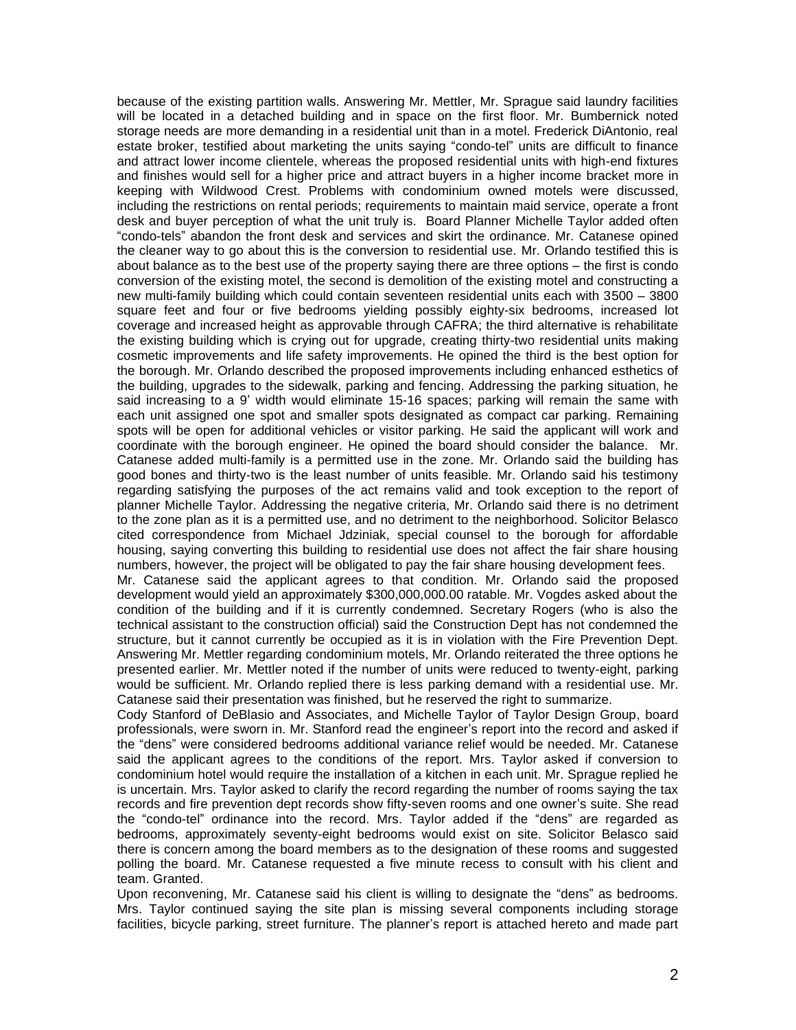because of the existing partition walls. Answering Mr. Mettler, Mr. Sprague said laundry facilities will be located in a detached building and in space on the first floor. Mr. Bumbernick noted storage needs are more demanding in a residential unit than in a motel. Frederick DiAntonio, real estate broker, testified about marketing the units saying "condo-tel" units are difficult to finance and attract lower income clientele, whereas the proposed residential units with high-end fixtures and finishes would sell for a higher price and attract buyers in a higher income bracket more in keeping with Wildwood Crest. Problems with condominium owned motels were discussed, including the restrictions on rental periods; requirements to maintain maid service, operate a front desk and buyer perception of what the unit truly is. Board Planner Michelle Taylor added often "condo-tels" abandon the front desk and services and skirt the ordinance. Mr. Catanese opined the cleaner way to go about this is the conversion to residential use. Mr. Orlando testified this is about balance as to the best use of the property saying there are three options – the first is condo conversion of the existing motel, the second is demolition of the existing motel and constructing a new multi-family building which could contain seventeen residential units each with 3500 – 3800 square feet and four or five bedrooms yielding possibly eighty-six bedrooms, increased lot coverage and increased height as approvable through CAFRA; the third alternative is rehabilitate the existing building which is crying out for upgrade, creating thirty-two residential units making cosmetic improvements and life safety improvements. He opined the third is the best option for the borough. Mr. Orlando described the proposed improvements including enhanced esthetics of the building, upgrades to the sidewalk, parking and fencing. Addressing the parking situation, he said increasing to a 9' width would eliminate 15-16 spaces; parking will remain the same with each unit assigned one spot and smaller spots designated as compact car parking. Remaining spots will be open for additional vehicles or visitor parking. He said the applicant will work and coordinate with the borough engineer. He opined the board should consider the balance. Mr. Catanese added multi-family is a permitted use in the zone. Mr. Orlando said the building has good bones and thirty-two is the least number of units feasible. Mr. Orlando said his testimony regarding satisfying the purposes of the act remains valid and took exception to the report of planner Michelle Taylor. Addressing the negative criteria, Mr. Orlando said there is no detriment to the zone plan as it is a permitted use, and no detriment to the neighborhood. Solicitor Belasco cited correspondence from Michael Jdziniak, special counsel to the borough for affordable housing, saying converting this building to residential use does not affect the fair share housing numbers, however, the project will be obligated to pay the fair share housing development fees.

Mr. Catanese said the applicant agrees to that condition. Mr. Orlando said the proposed development would yield an approximately $300,000,000.00 ratable. Mr. Vogdes asked about the condition of the building and if it is currently condemned. Secretary Rogers (who is also the technical assistant to the construction official) said the Construction Dept has not condemned the structure, but it cannot currently be occupied as it is in violation with the Fire Prevention Dept. Answering Mr. Mettler regarding condominium motels, Mr. Orlando reiterated the three options he presented earlier. Mr. Mettler noted if the number of units were reduced to twenty-eight, parking would be sufficient. Mr. Orlando replied there is less parking demand with a residential use. Mr. Catanese said their presentation was finished, but he reserved the right to summarize.

Cody Stanford of DeBlasio and Associates, and Michelle Taylor of Taylor Design Group, board professionals, were sworn in. Mr. Stanford read the engineer's report into the record and asked if the "dens" were considered bedrooms additional variance relief would be needed. Mr. Catanese said the applicant agrees to the conditions of the report. Mrs. Taylor asked if conversion to condominium hotel would require the installation of a kitchen in each unit. Mr. Sprague replied he is uncertain. Mrs. Taylor asked to clarify the record regarding the number of rooms saying the tax records and fire prevention dept records show fifty-seven rooms and one owner's suite. She read the "condo-tel" ordinance into the record. Mrs. Taylor added if the "dens" are regarded as bedrooms, approximately seventy-eight bedrooms would exist on site. Solicitor Belasco said there is concern among the board members as to the designation of these rooms and suggested polling the board. Mr. Catanese requested a five minute recess to consult with his client and team. Granted.

Upon reconvening, Mr. Catanese said his client is willing to designate the "dens" as bedrooms. Mrs. Taylor continued saying the site plan is missing several components including storage facilities, bicycle parking, street furniture. The planner's report is attached hereto and made part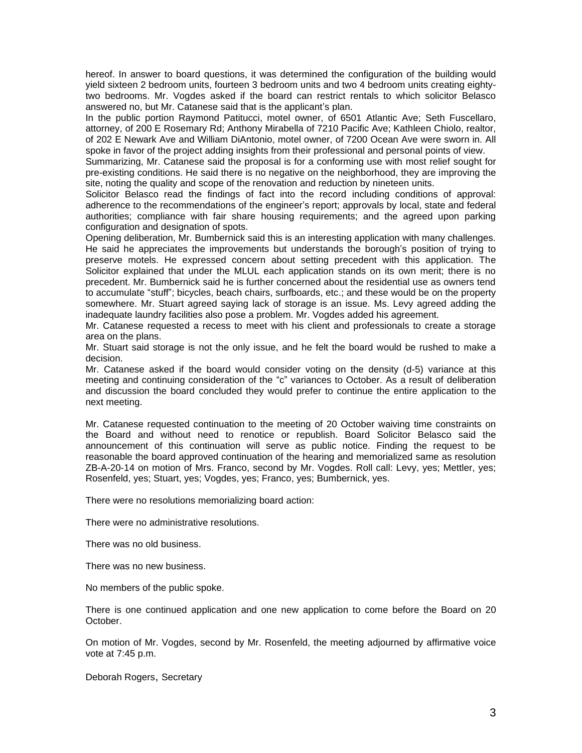hereof. In answer to board questions, it was determined the configuration of the building would yield sixteen 2 bedroom units, fourteen 3 bedroom units and two 4 bedroom units creating eighty-two bedrooms. Mr. Vogdes asked if the board can restrict rentals to which solicitor Belasco answered no, but Mr. Catanese said that is the applicant's plan.

In the public portion Raymond Patitucci, motel owner, of 6501 Atlantic Ave; Seth Fuscellaro, attorney, of 200 E Rosemary Rd; Anthony Mirabella of 7210 Pacific Ave; Kathleen Chiolo, realtor, of 202 E Newark Ave and William DiAntonio, motel owner, of 7200 Ocean Ave were sworn in. All spoke in favor of the project adding insights from their professional and personal points of view.

Summarizing, Mr. Catanese said the proposal is for a conforming use with most relief sought for pre-existing conditions. He said there is no negative on the neighborhood, they are improving the site, noting the quality and scope of the renovation and reduction by nineteen units.

Solicitor Belasco read the findings of fact into the record including conditions of approval: adherence to the recommendations of the engineer's report; approvals by local, state and federal authorities; compliance with fair share housing requirements; and the agreed upon parking configuration and designation of spots.

Opening deliberation, Mr. Bumbernick said this is an interesting application with many challenges. He said he appreciates the improvements but understands the borough's position of trying to preserve motels. He expressed concern about setting precedent with this application. The Solicitor explained that under the MLUL each application stands on its own merit; there is no precedent. Mr. Bumbernick said he is further concerned about the residential use as owners tend to accumulate "stuff"; bicycles, beach chairs, surfboards, etc.; and these would be on the property somewhere. Mr. Stuart agreed saying lack of storage is an issue. Ms. Levy agreed adding the inadequate laundry facilities also pose a problem. Mr. Vogdes added his agreement.

Mr. Catanese requested a recess to meet with his client and professionals to create a storage area on the plans.

Mr. Stuart said storage is not the only issue, and he felt the board would be rushed to make a decision.

Mr. Catanese asked if the board would consider voting on the density (d-5) variance at this meeting and continuing consideration of the "c" variances to October. As a result of deliberation and discussion the board concluded they would prefer to continue the entire application to the next meeting.

Mr. Catanese requested continuation to the meeting of 20 October waiving time constraints on the Board and without need to renotice or republish. Board Solicitor Belasco said the announcement of this continuation will serve as public notice. Finding the request to be reasonable the board approved continuation of the hearing and memorialized same as resolution ZB-A-20-14 on motion of Mrs. Franco, second by Mr. Vogdes. Roll call: Levy, yes; Mettler, yes; Rosenfeld, yes; Stuart, yes; Vogdes, yes; Franco, yes; Bumbernick, yes.

There were no resolutions memorializing board action:

There were no administrative resolutions.

There was no old business.

There was no new business.

No members of the public spoke.

There is one continued application and one new application to come before the Board on 20 October.

On motion of Mr. Vogdes, second by Mr. Rosenfeld, the meeting adjourned by affirmative voice vote at 7:45 p.m.

Deborah Rogers, Secretary